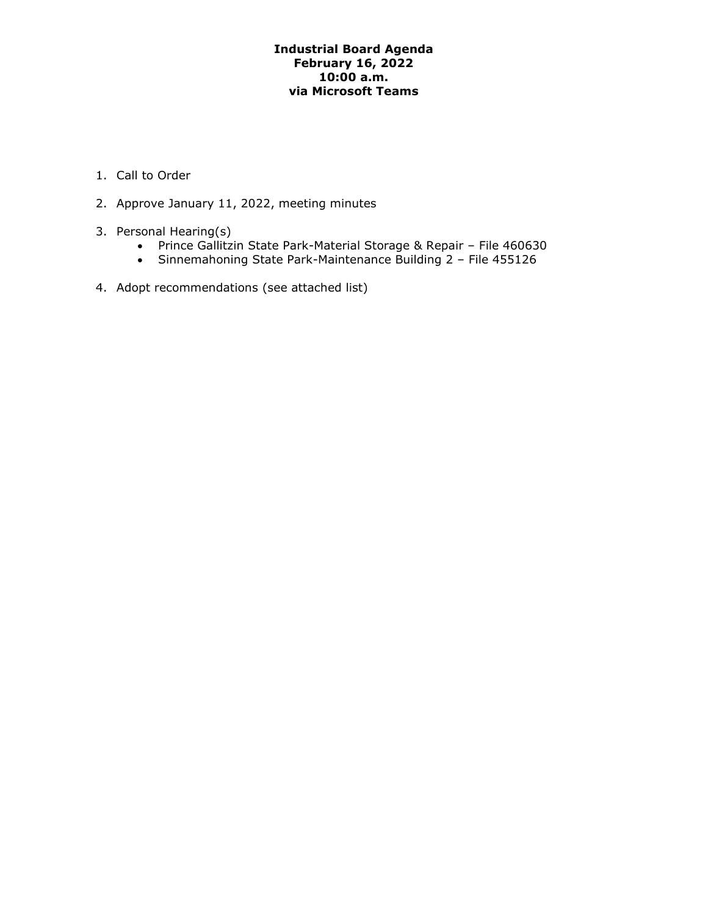# Industrial Board Agenda
## February 16, 2022
## 10:00 a.m.
## via Microsoft Teams

1. Call to Order
2. Approve January 11, 2022, meeting minutes
3. Personal Hearing(s)
    - Prince Gallitzin State Park-Material Storage & Repair – File 460630
    - Sinnemahoning State Park-Maintenance Building 2 – File 455126
4. Adopt recommendations (see attached list)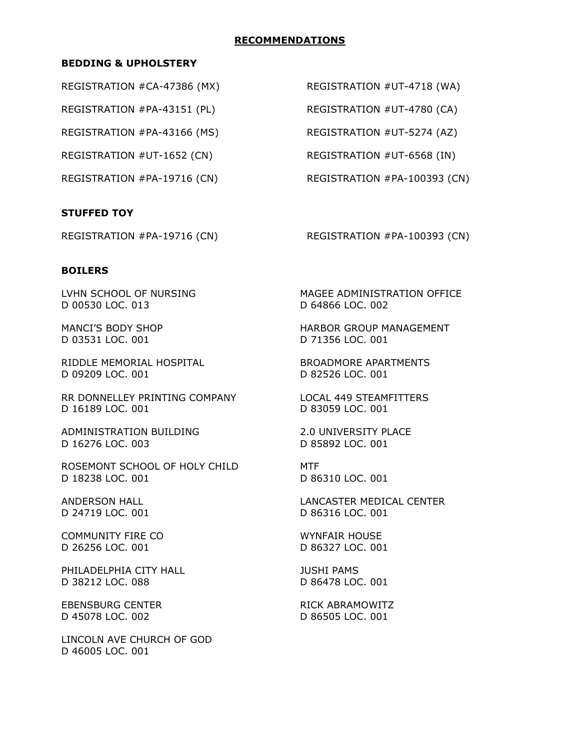## RECOMMENDATIONS

### BEDDING & UPHOLSTERY

REGISTRATION #CA-47386 (MX)

REGISTRATION #PA-43151 (PL)

REGISTRATION #PA-43166 (MS)

REGISTRATION #UT-1652 (CN)

REGISTRATION #PA-19716 (CN)

REGISTRATION #UT-4718 (WA)

REGISTRATION #UT-4780 (CA)

REGISTRATION #UT-5274 (AZ)

REGISTRATION #UT-6568 (IN)

REGISTRATION #PA-100393 (CN)

### STUFFED TOY

REGISTRATION #PA-19716 (CN)

REGISTRATION #PA-100393 (CN)

### BOILERS

LVHN SCHOOL OF NURSING
D 00530 LOC. 013

MANCI'S BODY SHOP
D 03531 LOC. 001

RIDDLE MEMORIAL HOSPITAL
D 09209 LOC. 001

RR DONNELLEY PRINTING COMPANY
D 16189 LOC. 001

ADMINISTRATION BUILDING
D 16276 LOC. 003

ROSEMONT SCHOOL OF HOLY CHILD
D 18238 LOC. 001

ANDERSON HALL
D 24719 LOC. 001

COMMUNITY FIRE CO
D 26256 LOC. 001

PHILADELPHIA CITY HALL
D 38212 LOC. 088

EBENSBURG CENTER
D 45078 LOC. 002

LINCOLN AVE CHURCH OF GOD
D 46005 LOC. 001

MAGEE ADMINISTRATION OFFICE
D 64866 LOC. 002

HARBOR GROUP MANAGEMENT
D 71356 LOC. 001

BROADMORE APARTMENTS
D 82526 LOC. 001

LOCAL 449 STEAMFITTERS
D 83059 LOC. 001

2.0 UNIVERSITY PLACE
D 85892 LOC. 001

MTF
D 86310 LOC. 001

LANCASTER MEDICAL CENTER
D 86316 LOC. 001

WYNFAIR HOUSE
D 86327 LOC. 001

JUSHI PAMS
D 86478 LOC. 001

RICK ABRAMOWITZ
D 86505 LOC. 001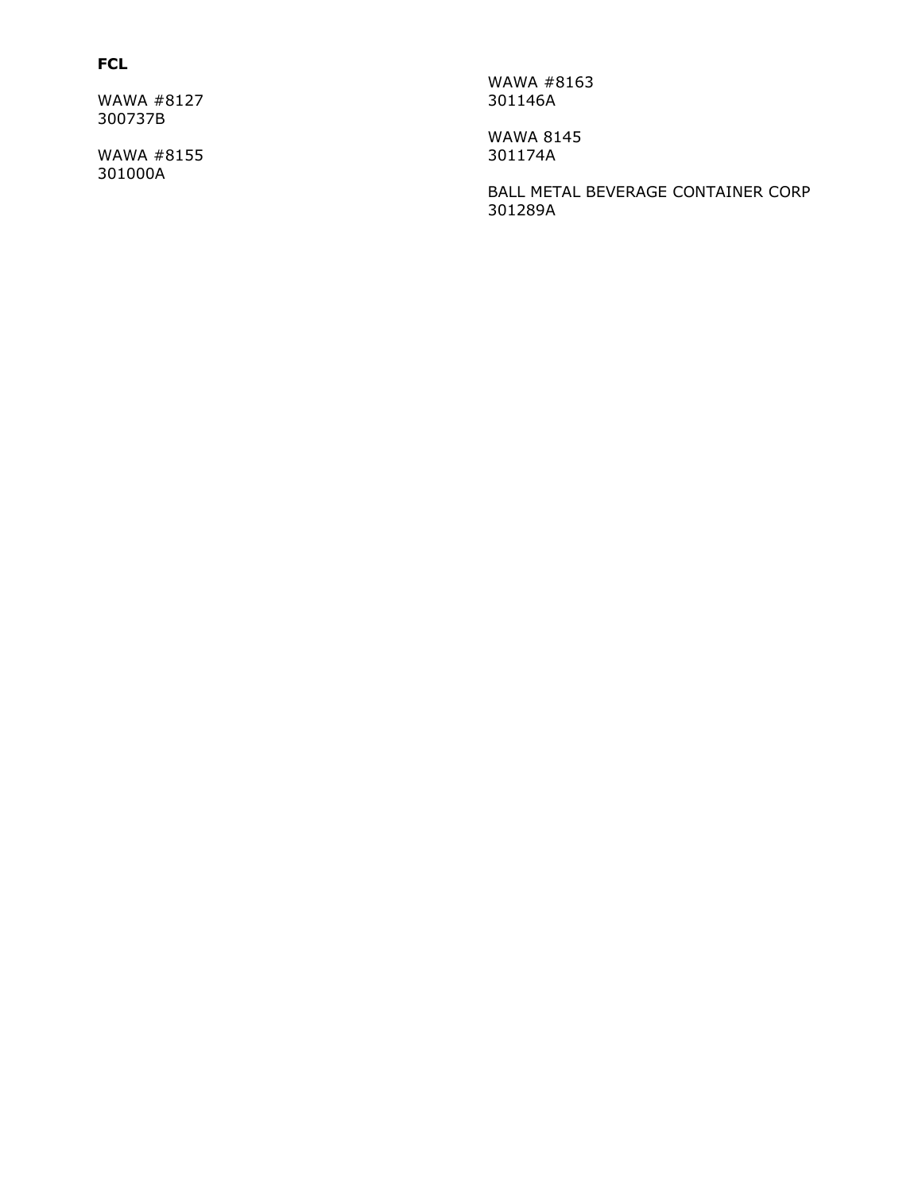**FCL**

WAWA #8127
300737B

WAWA #8155
301000A

WAWA #8163
301146A

WAWA 8145
301174A

BALL METAL BEVERAGE CONTAINER CORP
301289A